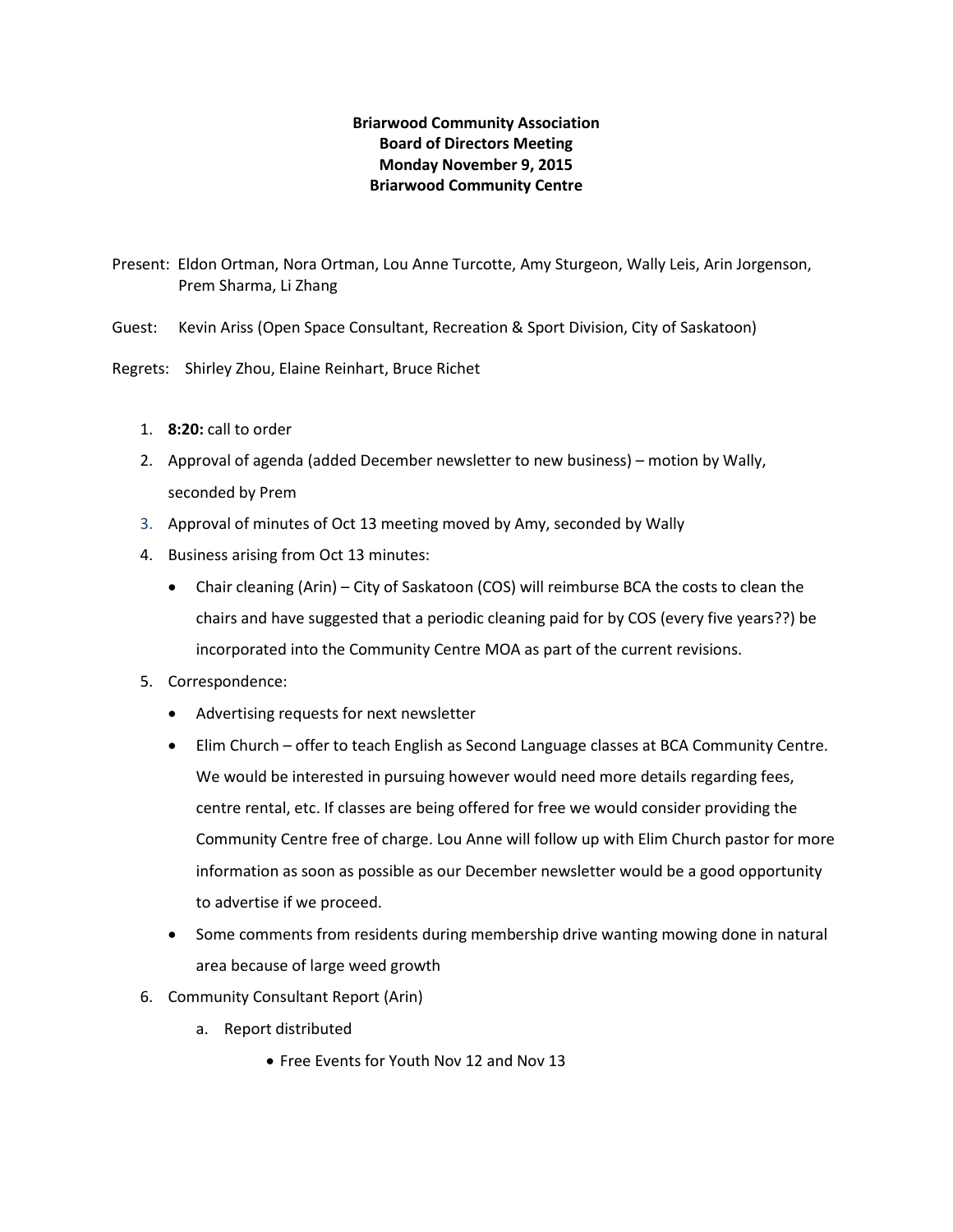**Briarwood Community Association**
**Board of Directors Meeting**
**Monday November 9, 2015**
**Briarwood Community Centre**

Present: Eldon Ortman, Nora Ortman, Lou Anne Turcotte, Amy Sturgeon, Wally Leis, Arin Jorgenson, Prem Sharma, Li Zhang

Guest: Kevin Ariss (Open Space Consultant, Recreation & Sport Division, City of Saskatoon)

Regrets: Shirley Zhou, Elaine Reinhart, Bruce Richet

1. **8:20:** call to order
2. Approval of agenda (added December newsletter to new business) – motion by Wally, seconded by Prem
3. Approval of minutes of Oct 13 meeting moved by Amy, seconded by Wally
4. Business arising from Oct 13 minutes:
   - Chair cleaning (Arin) – City of Saskatoon (COS) will reimburse BCA the costs to clean the chairs and have suggested that a periodic cleaning paid for by COS (every five years??) be incorporated into the Community Centre MOA as part of the current revisions.
5. Correspondence:
   - Advertising requests for next newsletter
   - Elim Church – offer to teach English as Second Language classes at BCA Community Centre. We would be interested in pursuing however would need more details regarding fees, centre rental, etc. If classes are being offered for free we would consider providing the Community Centre free of charge. Lou Anne will follow up with Elim Church pastor for more information as soon as possible as our December newsletter would be a good opportunity to advertise if we proceed.
   - Some comments from residents during membership drive wanting mowing done in natural area because of large weed growth
6. Community Consultant Report (Arin)
   a. Report distributed
      - Free Events for Youth Nov 12 and Nov 13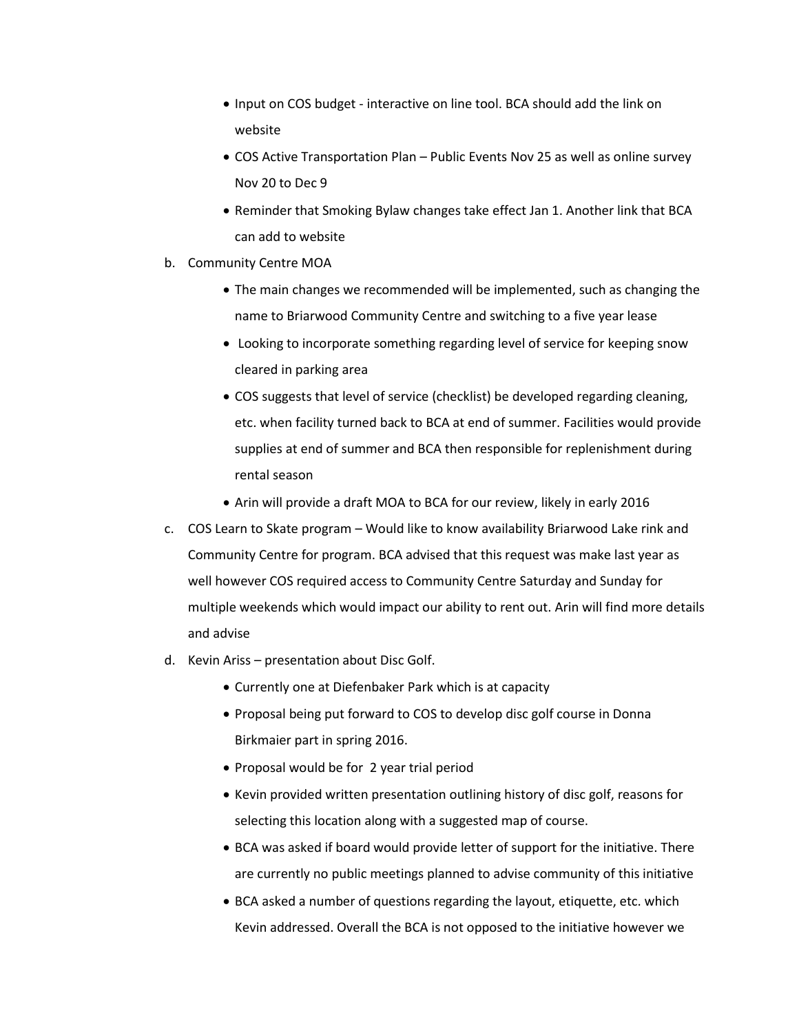- Input on COS budget - interactive on line tool. BCA should add the link on website
- COS Active Transportation Plan – Public Events Nov 25 as well as online survey Nov 20 to Dec 9
- Reminder that Smoking Bylaw changes take effect Jan 1. Another link that BCA can add to website

b. Community Centre MOA

- The main changes we recommended will be implemented, such as changing the name to Briarwood Community Centre and switching to a five year lease
- Looking to incorporate something regarding level of service for keeping snow cleared in parking area
- COS suggests that level of service (checklist) be developed regarding cleaning, etc. when facility turned back to BCA at end of summer. Facilities would provide supplies at end of summer and BCA then responsible for replenishment during rental season
- Arin will provide a draft MOA to BCA for our review, likely in early 2016

c. COS Learn to Skate program – Would like to know availability Briarwood Lake rink and Community Centre for program. BCA advised that this request was make last year as well however COS required access to Community Centre Saturday and Sunday for multiple weekends which would impact our ability to rent out. Arin will find more details and advise

d. Kevin Ariss – presentation about Disc Golf.

- Currently one at Diefenbaker Park which is at capacity
- Proposal being put forward to COS to develop disc golf course in Donna Birkmaier part in spring 2016.
- Proposal would be for 2 year trial period
- Kevin provided written presentation outlining history of disc golf, reasons for selecting this location along with a suggested map of course.
- BCA was asked if board would provide letter of support for the initiative. There are currently no public meetings planned to advise community of this initiative
- BCA asked a number of questions regarding the layout, etiquette, etc. which Kevin addressed. Overall the BCA is not opposed to the initiative however we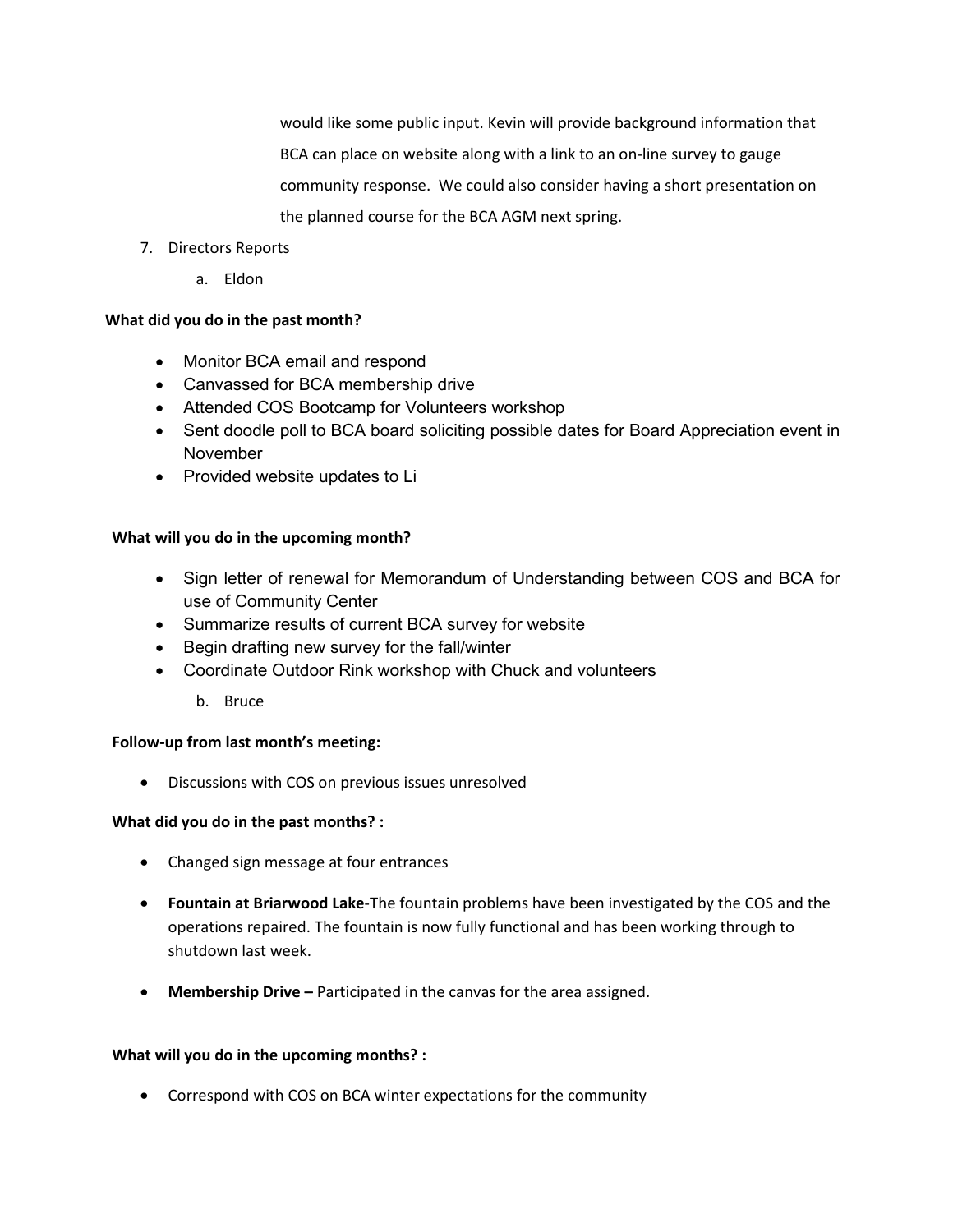would like some public input. Kevin will provide background information that BCA can place on website along with a link to an on-line survey to gauge community response. We could also consider having a short presentation on the planned course for the BCA AGM next spring.

7. Directors Reports
    a. Eldon

**What did you do in the past month?**

- Monitor BCA email and respond
- Canvassed for BCA membership drive
- Attended COS Bootcamp for Volunteers workshop
- Sent doodle poll to BCA board soliciting possible dates for Board Appreciation event in November
- Provided website updates to Li

**What will you do in the upcoming month?**

- Sign letter of renewal for Memorandum of Understanding between COS and BCA for use of Community Center
- Summarize results of current BCA survey for website
- Begin drafting new survey for the fall/winter
- Coordinate Outdoor Rink workshop with Chuck and volunteers

    b. Bruce

**Follow-up from last month's meeting:**

- Discussions with COS on previous issues unresolved

**What did you do in the past months? :**

- Changed sign message at four entrances
- **Fountain at Briarwood Lake**-The fountain problems have been investigated by the COS and the operations repaired. The fountain is now fully functional and has been working through to shutdown last week.
- **Membership Drive –** Participated in the canvas for the area assigned.

**What will you do in the upcoming months? :**

- Correspond with COS on BCA winter expectations for the community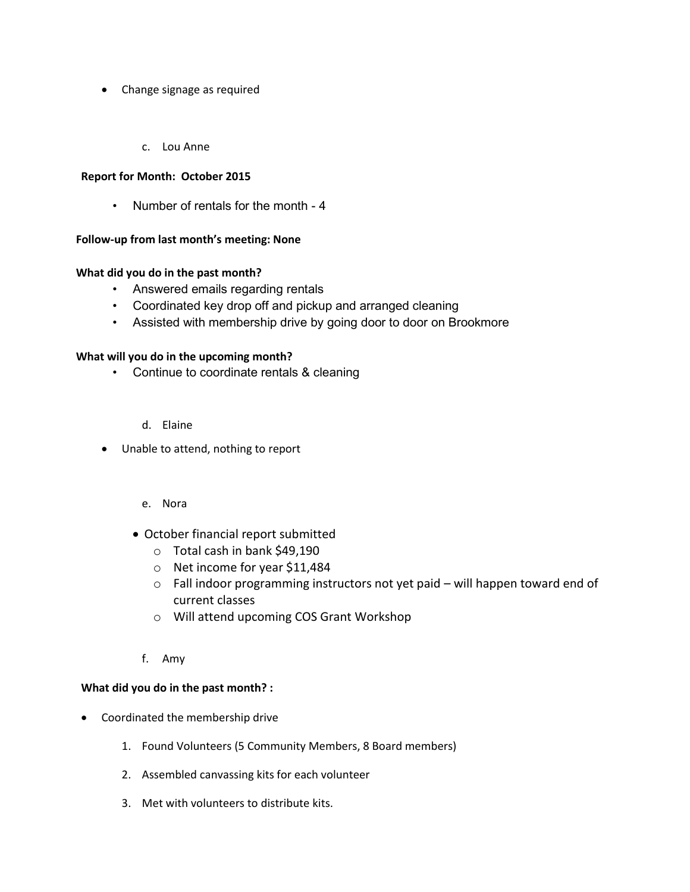- Change signage as required

c. Lou Anne

**Report for Month: October 2015**

- Number of rentals for the month - 4

**Follow-up from last month's meeting: None**

**What did you do in the past month?**

- Answered emails regarding rentals
- Coordinated key drop off and pickup and arranged cleaning
- Assisted with membership drive by going door to door on Brookmore

**What will you do in the upcoming month?**

- Continue to coordinate rentals & cleaning

d. Elaine

- Unable to attend, nothing to report

e. Nora

- October financial report submitted
  - Total cash in bank $49,190
  - Net income for year $11,484
  - Fall indoor programming instructors not yet paid – will happen toward end of current classes
  - Will attend upcoming COS Grant Workshop

f. Amy

**What did you do in the past month? :**

- Coordinated the membership drive
  1. Found Volunteers (5 Community Members, 8 Board members)
  2. Assembled canvassing kits for each volunteer
  3. Met with volunteers to distribute kits.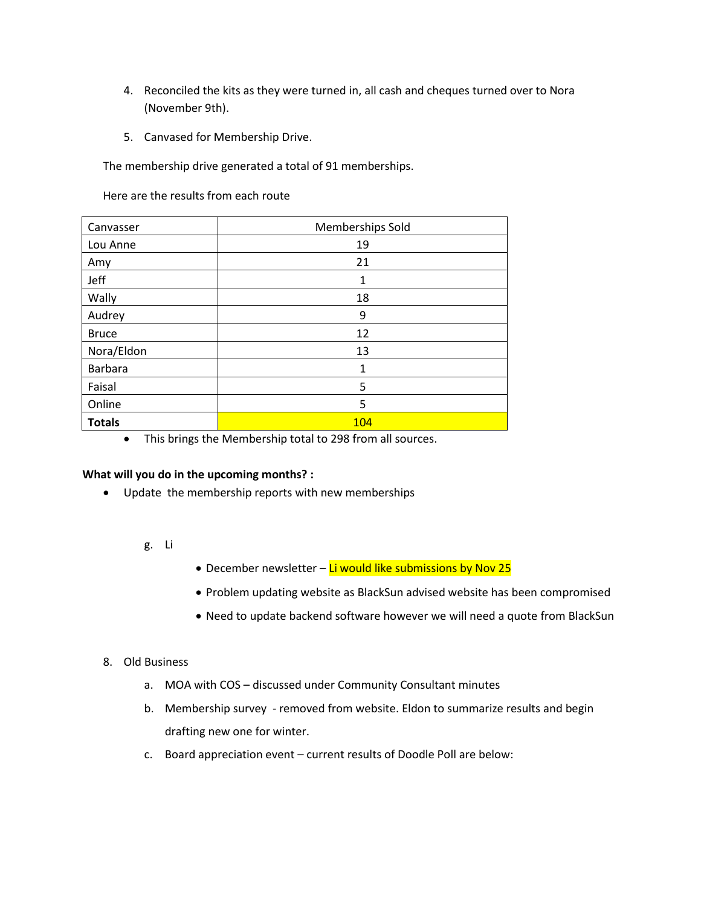4. Reconciled the kits as they were turned in, all cash and cheques turned over to Nora (November 9th).

5. Canvased for Membership Drive.

The membership drive generated a total of 91 memberships.

Here are the results from each route

| Canvasser | Memberships Sold |
|---|---|
| Lou Anne | 19 |
| Amy | 21 |
| Jeff | 1 |
| Wally | 18 |
| Audrey | 9 |
| Bruce | 12 |
| Nora/Eldon | 13 |
| Barbara | 1 |
| Faisal | 5 |
| Online | 5 |
| **Totals** | 104 |

- This brings the Membership total to 298 from all sources.

**What will you do in the upcoming months? :**

- Update the membership reports with new memberships

g. Li

- December newsletter – Li would like submissions by Nov 25
- Problem updating website as BlackSun advised website has been compromised
- Need to update backend software however we will need a quote from BlackSun

8. Old Business

   a. MOA with COS – discussed under Community Consultant minutes

   b. Membership survey - removed from website. Eldon to summarize results and begin drafting new one for winter.

   c. Board appreciation event – current results of Doodle Poll are below: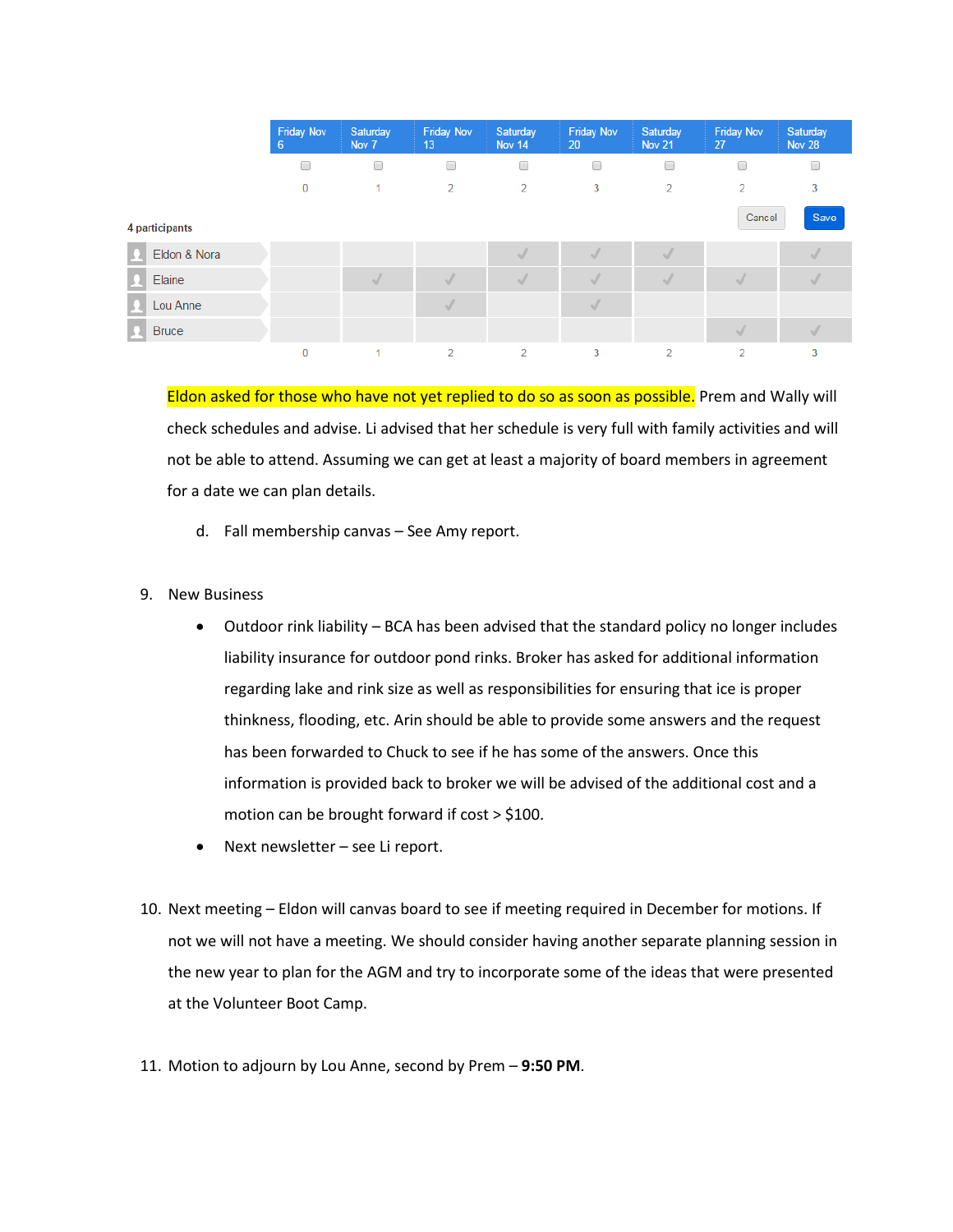| | Friday Nov 6 | Saturday Nov 7 | Friday Nov 13 | Saturday Nov 14 | Friday Nov 20 | Saturday Nov 21 | Friday Nov 27 | Saturday Nov 28 |
|---|---|---|---|---|---|---|---|---|
| | ☐ | ☐ | ☐ | ☐ | ☐ | ☐ | ☐ | ☐ |
| | 0 | 1 | 2 | 2 | 3 | 2 | 2 | 3 |
| 4 participants | | | | | | | Cancel | Save |
| Eldon & Nora | | | | ✓ | ✓ | ✓ | | ✓ |
| Elaine | | ✓ | ✓ | ✓ | ✓ | ✓ | ✓ | ✓ |
| Lou Anne | | | ✓ | | ✓ | | | |
| Bruce | | | | | | | ✓ | ✓ |
| | 0 | 1 | 2 | 2 | 3 | 2 | 2 | 3 |

Eldon asked for those who have not yet replied to do so as soon as possible. Prem and Wally will check schedules and advise. Li advised that her schedule is very full with family activities and will not be able to attend. Assuming we can get at least a majority of board members in agreement for a date we can plan details.

d. Fall membership canvas – See Amy report.

9. New Business

- Outdoor rink liability – BCA has been advised that the standard policy no longer includes liability insurance for outdoor pond rinks. Broker has asked for additional information regarding lake and rink size as well as responsibilities for ensuring that ice is proper thinkness, flooding, etc. Arin should be able to provide some answers and the request has been forwarded to Chuck to see if he has some of the answers. Once this information is provided back to broker we will be advised of the additional cost and a motion can be brought forward if cost > $100.
- Next newsletter – see Li report.

10. Next meeting – Eldon will canvas board to see if meeting required in December for motions. If not we will not have a meeting. We should consider having another separate planning session in the new year to plan for the AGM and try to incorporate some of the ideas that were presented at the Volunteer Boot Camp.

11. Motion to adjourn by Lou Anne, second by Prem – **9:50 PM**.